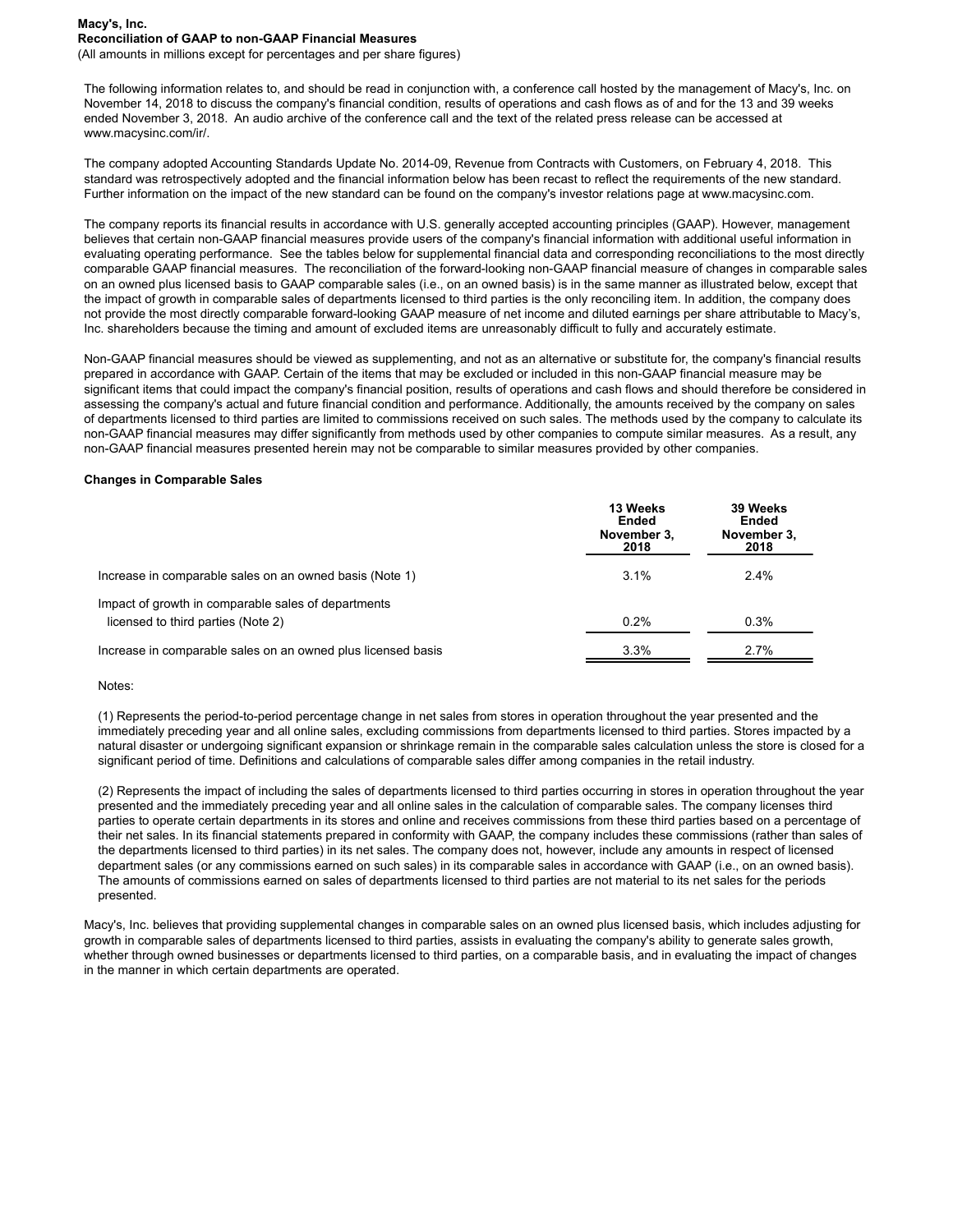**Macy's, Inc.**
**Reconciliation of GAAP to non-GAAP Financial Measures**
(All amounts in millions except for percentages and per share figures)

The following information relates to, and should be read in conjunction with, a conference call hosted by the management of Macy's, Inc. on November 14, 2018 to discuss the company's financial condition, results of operations and cash flows as of and for the 13 and 39 weeks ended November 3, 2018. An audio archive of the conference call and the text of the related press release can be accessed at www.macysinc.com/ir/.

The company adopted Accounting Standards Update No. 2014-09, Revenue from Contracts with Customers, on February 4, 2018. This standard was retrospectively adopted and the financial information below has been recast to reflect the requirements of the new standard. Further information on the impact of the new standard can be found on the company's investor relations page at www.macysinc.com.

The company reports its financial results in accordance with U.S. generally accepted accounting principles (GAAP). However, management believes that certain non-GAAP financial measures provide users of the company's financial information with additional useful information in evaluating operating performance. See the tables below for supplemental financial data and corresponding reconciliations to the most directly comparable GAAP financial measures. The reconciliation of the forward-looking non-GAAP financial measure of changes in comparable sales on an owned plus licensed basis to GAAP comparable sales (i.e., on an owned basis) is in the same manner as illustrated below, except that the impact of growth in comparable sales of departments licensed to third parties is the only reconciling item. In addition, the company does not provide the most directly comparable forward-looking GAAP measure of net income and diluted earnings per share attributable to Macy's, Inc. shareholders because the timing and amount of excluded items are unreasonably difficult to fully and accurately estimate.

Non-GAAP financial measures should be viewed as supplementing, and not as an alternative or substitute for, the company's financial results prepared in accordance with GAAP. Certain of the items that may be excluded or included in this non-GAAP financial measure may be significant items that could impact the company's financial position, results of operations and cash flows and should therefore be considered in assessing the company's actual and future financial condition and performance. Additionally, the amounts received by the company on sales of departments licensed to third parties are limited to commissions received on such sales. The methods used by the company to calculate its non-GAAP financial measures may differ significantly from methods used by other companies to compute similar measures. As a result, any non-GAAP financial measures presented herein may not be comparable to similar measures provided by other companies.

**Changes in Comparable Sales**

| | 13 Weeks Ended November 3, 2018 | 39 Weeks Ended November 3, 2018 |
|---|---|---|
| Increase in comparable sales on an owned basis (Note 1) | 3.1% | 2.4% |
| Impact of growth in comparable sales of departments licensed to third parties (Note 2) | 0.2% | 0.3% |
| Increase in comparable sales on an owned plus licensed basis | 3.3% | 2.7% |

Notes:

(1) Represents the period-to-period percentage change in net sales from stores in operation throughout the year presented and the immediately preceding year and all online sales, excluding commissions from departments licensed to third parties. Stores impacted by a natural disaster or undergoing significant expansion or shrinkage remain in the comparable sales calculation unless the store is closed for a significant period of time. Definitions and calculations of comparable sales differ among companies in the retail industry.

(2) Represents the impact of including the sales of departments licensed to third parties occurring in stores in operation throughout the year presented and the immediately preceding year and all online sales in the calculation of comparable sales. The company licenses third parties to operate certain departments in its stores and online and receives commissions from these third parties based on a percentage of their net sales. In its financial statements prepared in conformity with GAAP, the company includes these commissions (rather than sales of the departments licensed to third parties) in its net sales. The company does not, however, include any amounts in respect of licensed department sales (or any commissions earned on such sales) in its comparable sales in accordance with GAAP (i.e., on an owned basis). The amounts of commissions earned on sales of departments licensed to third parties are not material to its net sales for the periods presented.

Macy's, Inc. believes that providing supplemental changes in comparable sales on an owned plus licensed basis, which includes adjusting for growth in comparable sales of departments licensed to third parties, assists in evaluating the company's ability to generate sales growth, whether through owned businesses or departments licensed to third parties, on a comparable basis, and in evaluating the impact of changes in the manner in which certain departments are operated.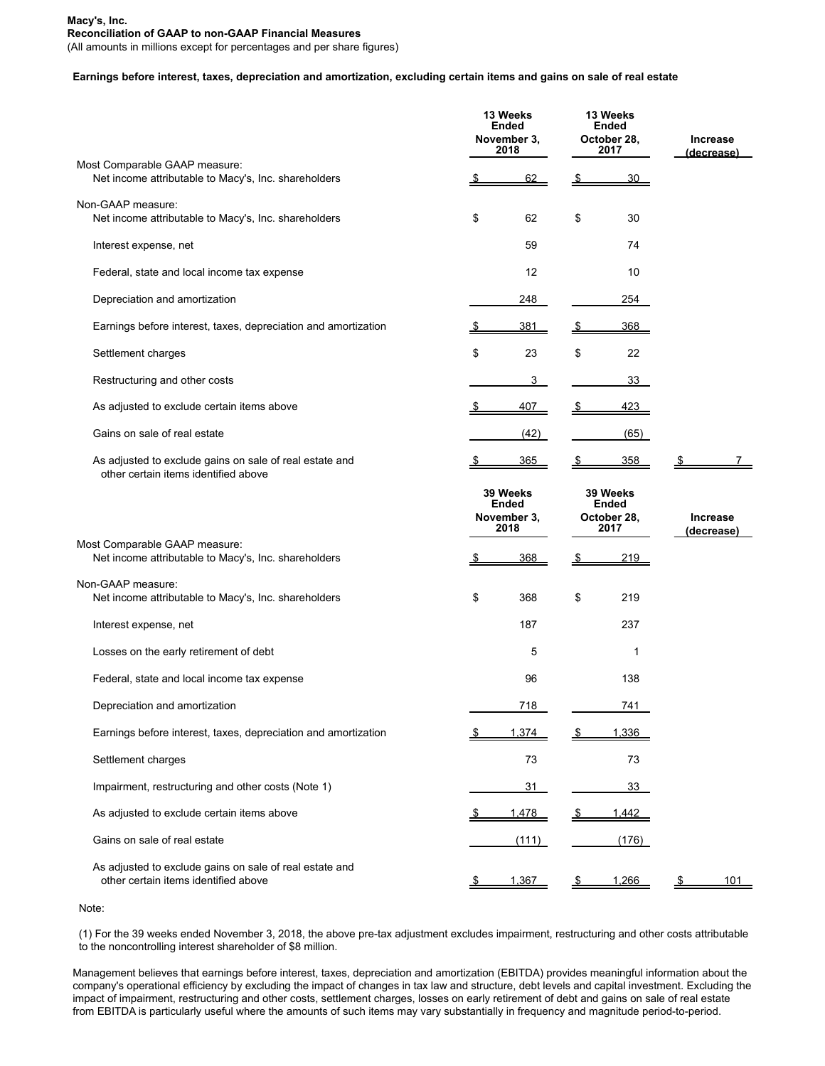**Macy's, Inc.**
**Reconciliation of GAAP to non-GAAP Financial Measures**
(All amounts in millions except for percentages and per share figures)

**Earnings before interest, taxes, depreciation and amortization, excluding certain items and gains on sale of real estate**

| | 13 Weeks Ended November 3, 2018 | 13 Weeks Ended October 28, 2017 | Increase (decrease) |
|---|---|---|---|
| Most Comparable GAAP measure: | | | |
| Net income attributable to Macy's, Inc. shareholders | $ 62 | $ 30 | |
| Non-GAAP measure: | | | |
| Net income attributable to Macy's, Inc. shareholders | $ 62 | $ 30 | |
| Interest expense, net | 59 | 74 | |
| Federal, state and local income tax expense | 12 | 10 | |
| Depreciation and amortization | 248 | 254 | |
| Earnings before interest, taxes, depreciation and amortization | $ 381 | $ 368 | |
| Settlement charges | $ 23 | $ 22 | |
| Restructuring and other costs | 3 | 33 | |
| As adjusted to exclude certain items above | $ 407 | $ 423 | |
| Gains on sale of real estate | (42) | (65) | |
| As adjusted to exclude gains on sale of real estate and other certain items identified above | $ 365 | $ 358 | $ 7 |

| | 39 Weeks Ended November 3, 2018 | 39 Weeks Ended October 28, 2017 | Increase (decrease) |
|---|---|---|---|
| Most Comparable GAAP measure: | | | |
| Net income attributable to Macy's, Inc. shareholders | $ 368 | $ 219 | |
| Non-GAAP measure: | | | |
| Net income attributable to Macy's, Inc. shareholders | $ 368 | $ 219 | |
| Interest expense, net | 187 | 237 | |
| Losses on the early retirement of debt | 5 | 1 | |
| Federal, state and local income tax expense | 96 | 138 | |
| Depreciation and amortization | 718 | 741 | |
| Earnings before interest, taxes, depreciation and amortization | $ 1,374 | $ 1,336 | |
| Settlement charges | 73 | 73 | |
| Impairment, restructuring and other costs (Note 1) | 31 | 33 | |
| As adjusted to exclude certain items above | $ 1,478 | $ 1,442 | |
| Gains on sale of real estate | (111) | (176) | |
| As adjusted to exclude gains on sale of real estate and other certain items identified above | $ 1,367 | $ 1,266 | $ 101 |

Note:

(1) For the 39 weeks ended November 3, 2018, the above pre-tax adjustment excludes impairment, restructuring and other costs attributable to the noncontrolling interest shareholder of $8 million.

Management believes that earnings before interest, taxes, depreciation and amortization (EBITDA) provides meaningful information about the company's operational efficiency by excluding the impact of changes in tax law and structure, debt levels and capital investment. Excluding the impact of impairment, restructuring and other costs, settlement charges, losses on early retirement of debt and gains on sale of real estate from EBITDA is particularly useful where the amounts of such items may vary substantially in frequency and magnitude period-to-period.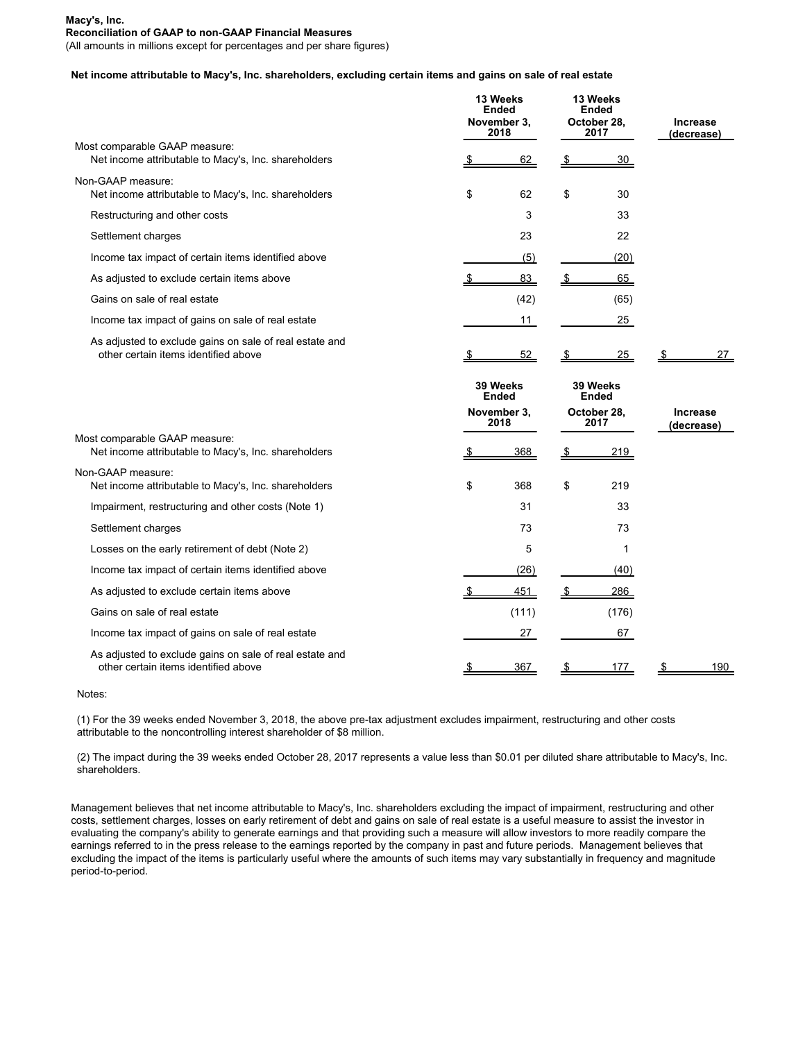**Macy's, Inc.**
**Reconciliation of GAAP to non-GAAP Financial Measures**
(All amounts in millions except for percentages and per share figures)

**Net income attributable to Macy's, Inc. shareholders, excluding certain items and gains on sale of real estate**

| | 13 Weeks Ended November 3, 2018 | 13 Weeks Ended October 28, 2017 | Increase (decrease) |
|---|---|---|---|
| Most comparable GAAP measure: | | | |
| Net income attributable to Macy's, Inc. shareholders | $ 62 | $ 30 | |
| Non-GAAP measure: | | | |
| Net income attributable to Macy's, Inc. shareholders | $ 62 | $ 30 | |
| Restructuring and other costs | 3 | 33 | |
| Settlement charges | 23 | 22 | |
| Income tax impact of certain items identified above | (5) | (20) | |
| As adjusted to exclude certain items above | $ 83 | $ 65 | |
| Gains on sale of real estate | (42) | (65) | |
| Income tax impact of gains on sale of real estate | 11 | 25 | |
| As adjusted to exclude gains on sale of real estate and other certain items identified above | $ 52 | $ 25 | $ 27 |

| | 39 Weeks Ended November 3, 2018 | 39 Weeks Ended October 28, 2017 | Increase (decrease) |
|---|---|---|---|
| Most comparable GAAP measure: | | | |
| Net income attributable to Macy's, Inc. shareholders | $ 368 | $ 219 | |
| Non-GAAP measure: | | | |
| Net income attributable to Macy's, Inc. shareholders | $ 368 | $ 219 | |
| Impairment, restructuring and other costs (Note 1) | 31 | 33 | |
| Settlement charges | 73 | 73 | |
| Losses on the early retirement of debt (Note 2) | 5 | 1 | |
| Income tax impact of certain items identified above | (26) | (40) | |
| As adjusted to exclude certain items above | $ 451 | $ 286 | |
| Gains on sale of real estate | (111) | (176) | |
| Income tax impact of gains on sale of real estate | 27 | 67 | |
| As adjusted to exclude gains on sale of real estate and other certain items identified above | $ 367 | $ 177 | $ 190 |

Notes:

(1) For the 39 weeks ended November 3, 2018, the above pre-tax adjustment excludes impairment, restructuring and other costs attributable to the noncontrolling interest shareholder of $8 million.

(2) The impact during the 39 weeks ended October 28, 2017 represents a value less than $0.01 per diluted share attributable to Macy's, Inc. shareholders.

Management believes that net income attributable to Macy's, Inc. shareholders excluding the impact of impairment, restructuring and other costs, settlement charges, losses on early retirement of debt and gains on sale of real estate is a useful measure to assist the investor in evaluating the company's ability to generate earnings and that providing such a measure will allow investors to more readily compare the earnings referred to in the press release to the earnings reported by the company in past and future periods. Management believes that excluding the impact of the items is particularly useful where the amounts of such items may vary substantially in frequency and magnitude period-to-period.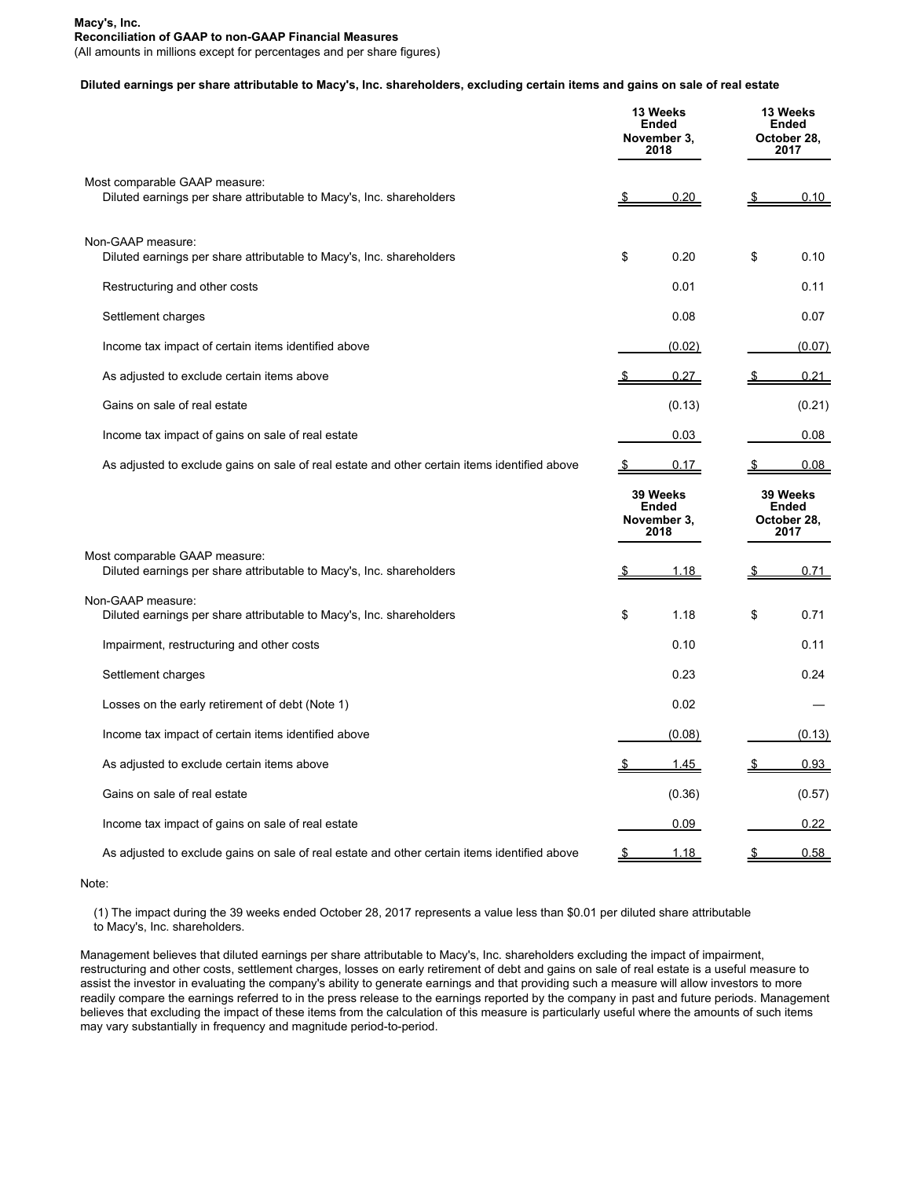**Macy's, Inc.**
**Reconciliation of GAAP to non-GAAP Financial Measures**
(All amounts in millions except for percentages and per share figures)

**Diluted earnings per share attributable to Macy's, Inc. shareholders, excluding certain items and gains on sale of real estate**

| | 13 Weeks Ended November 3, 2018 | 13 Weeks Ended October 28, 2017 |
|---|---|---|
| Most comparable GAAP measure: | | |
| Diluted earnings per share attributable to Macy's, Inc. shareholders | $ 0.20 | $ 0.10 |
| Non-GAAP measure: | | |
| Diluted earnings per share attributable to Macy's, Inc. shareholders | $ 0.20 | $ 0.10 |
| Restructuring and other costs | 0.01 | 0.11 |
| Settlement charges | 0.08 | 0.07 |
| Income tax impact of certain items identified above | (0.02) | (0.07) |
| As adjusted to exclude certain items above | $ 0.27 | $ 0.21 |
| Gains on sale of real estate | (0.13) | (0.21) |
| Income tax impact of gains on sale of real estate | 0.03 | 0.08 |
| As adjusted to exclude gains on sale of real estate and other certain items identified above | $ 0.17 | $ 0.08 |
| | **39 Weeks Ended November 3, 2018** | **39 Weeks Ended October 28, 2017** |
| Most comparable GAAP measure: | | |
| Diluted earnings per share attributable to Macy's, Inc. shareholders | $ 1.18 | $ 0.71 |
| Non-GAAP measure: | | |
| Diluted earnings per share attributable to Macy's, Inc. shareholders | $ 1.18 | $ 0.71 |
| Impairment, restructuring and other costs | 0.10 | 0.11 |
| Settlement charges | 0.23 | 0.24 |
| Losses on the early retirement of debt (Note 1) | 0.02 | — |
| Income tax impact of certain items identified above | (0.08) | (0.13) |
| As adjusted to exclude certain items above | $ 1.45 | $ 0.93 |
| Gains on sale of real estate | (0.36) | (0.57) |
| Income tax impact of gains on sale of real estate | 0.09 | 0.22 |
| As adjusted to exclude gains on sale of real estate and other certain items identified above | $ 1.18 | $ 0.58 |

Note:

(1) The impact during the 39 weeks ended October 28, 2017 represents a value less than $0.01 per diluted share attributable to Macy's, Inc. shareholders.

Management believes that diluted earnings per share attributable to Macy's, Inc. shareholders excluding the impact of impairment, restructuring and other costs, settlement charges, losses on early retirement of debt and gains on sale of real estate is a useful measure to assist the investor in evaluating the company's ability to generate earnings and that providing such a measure will allow investors to more readily compare the earnings referred to in the press release to the earnings reported by the company in past and future periods. Management believes that excluding the impact of these items from the calculation of this measure is particularly useful where the amounts of such items may vary substantially in frequency and magnitude period-to-period.